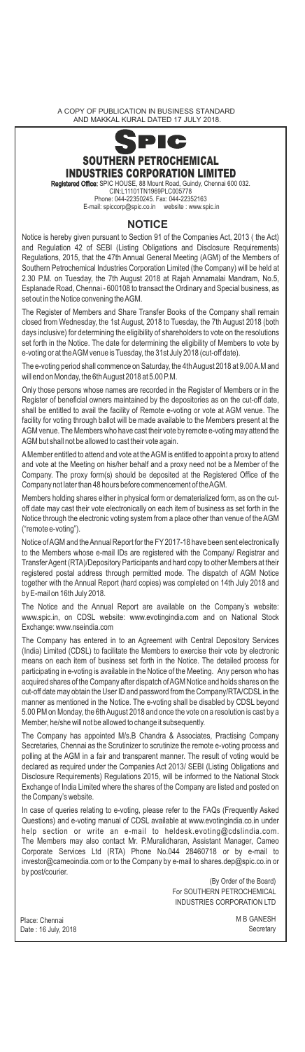A COPY OF PUBLICATION IN BUSINESS STANDARD AND MAKKAL KURAL DATED 17 JULY 2018.

# SPIC

# SOUTHERN PETROCHEMICAL INDUSTRIES CORPORATION LIMITED

**Registered Office:** SPIC HOUSE, 88 Mount Road, Guindy, Chennai 600 032.
CIN:L11101TN1969PLC005778
Phone: 044-22350245. Fax: 044-22352163
E-mail: spiccorp@spic.co.in website : www.spic.in

## NOTICE

Notice is hereby given pursuant to Section 91 of the Companies Act, 2013 ( the Act) and Regulation 42 of SEBI (Listing Obligations and Disclosure Requirements) Regulations, 2015, that the 47th Annual General Meeting (AGM) of the Members of Southern Petrochemical Industries Corporation Limited (the Company) will be held at 2.30 P.M. on Tuesday, the 7th August 2018 at Rajah Annamalai Mandram, No.5, Esplanade Road, Chennai - 600108 to transact the Ordinary and Special business, as set out in the Notice convening the AGM.

The Register of Members and Share Transfer Books of the Company shall remain closed from Wednesday, the 1st August, 2018 to Tuesday, the 7th August 2018 (both days inclusive) for determining the eligibility of shareholders to vote on the resolutions set forth in the Notice. The date for determining the eligibility of Members to vote by e-voting or at the AGM venue is Tuesday, the 31st July 2018 (cut-off date).

The e-voting period shall commence on Saturday, the 4th August 2018 at 9.00 A.M and will end on Monday, the 6th August 2018 at 5.00 P.M.

Only those persons whose names are recorded in the Register of Members or in the Register of beneficial owners maintained by the depositories as on the cut-off date, shall be entitled to avail the facility of Remote e-voting or vote at AGM venue. The facility for voting through ballot will be made available to the Members present at the AGM venue. The Members who have cast their vote by remote e-voting may attend the AGM but shall not be allowed to cast their vote again.

A Member entitled to attend and vote at the AGM is entitled to appoint a proxy to attend and vote at the Meeting on his/her behalf and a proxy need not be a Member of the Company. The proxy form(s) should be deposited at the Registered Office of the Company not later than 48 hours before commencement of the AGM.

Members holding shares either in physical form or dematerialized form, as on the cut-off date may cast their vote electronically on each item of business as set forth in the Notice through the electronic voting system from a place other than venue of the AGM ("remote e-voting").

Notice of AGM and the Annual Report for the FY 2017-18 have been sent electronically to the Members whose e-mail IDs are registered with the Company/ Registrar and Transfer Agent (RTA)/Depository Participants and hard copy to other Members at their registered postal address through permitted mode. The dispatch of AGM Notice together with the Annual Report (hard copies) was completed on 14th July 2018 and by E-mail on 16th July 2018.

The Notice and the Annual Report are available on the Company's website: www.spic.in, on CDSL website: www.evotingindia.com and on National Stock Exchange: www.nseindia.com

The Company has entered in to an Agreement with Central Depository Services (India) Limited (CDSL) to facilitate the Members to exercise their vote by electronic means on each item of business set forth in the Notice. The detailed process for participating in e-voting is available in the Notice of the Meeting. Any person who has acquired shares of the Company after dispatch of AGM Notice and holds shares on the cut-off date may obtain the User ID and password from the Company/RTA/CDSL in the manner as mentioned in the Notice. The e-voting shall be disabled by CDSL beyond 5.00 PM on Monday, the 6th August 2018 and once the vote on a resolution is cast by a Member, he/she will not be allowed to change it subsequently.

The Company has appointed M/s.B Chandra & Associates, Practising Company Secretaries, Chennai as the Scrutinizer to scrutinize the remote e-voting process and polling at the AGM in a fair and transparent manner. The result of voting would be declared as required under the Companies Act 2013/ SEBI (Listing Obligations and Disclosure Requirements) Regulations 2015, will be informed to the National Stock Exchange of India Limited where the shares of the Company are listed and posted on the Company's website.

In case of queries relating to e-voting, please refer to the FAQs (Frequently Asked Questions) and e-voting manual of CDSL available at www.evotingindia.co.in under help section or write an e-mail to heldesk.evoting@cdslindia.com. The Members may also contact Mr. P.Muralidharan, Assistant Manager, Cameo Corporate Services Ltd (RTA) Phone No.044 28460718 or by e-mail to investor@cameoindia.com or to the Company by e-mail to shares.dep@spic.co.in or by post/courier.

(By Order of the Board)
For SOUTHERN PETROCHEMICAL INDUSTRIES CORPORATION LTD

Place: Chennai
Date : 16 July, 2018

M B GANESH
Secretary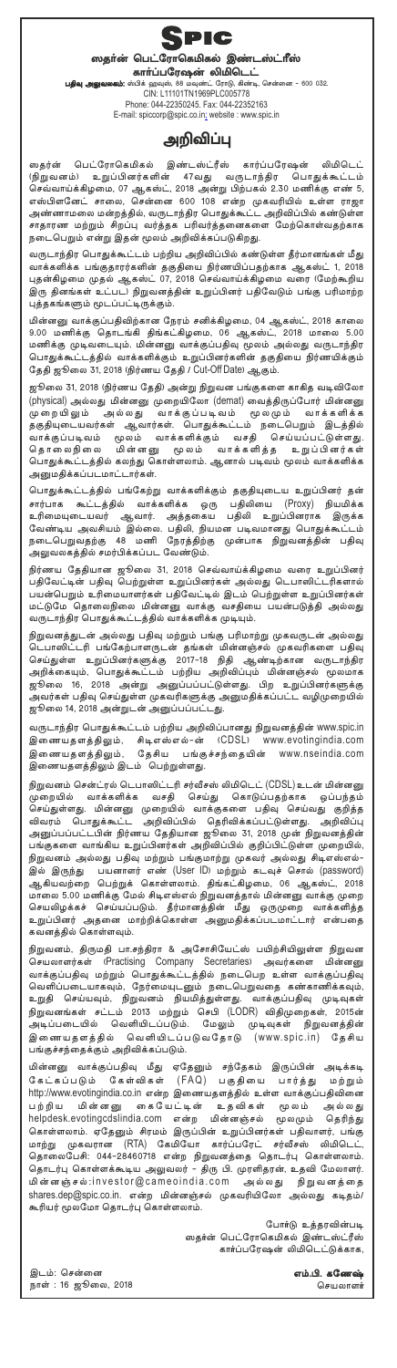# SPIC

## ஸதர்ன் பெட்ரோகெமிகல் இண்டஸ்ட்ரீஸ் கார்ப்பரேஷன் லிமிடெட்

**பதிவு அலுவலகம்:** ஸ்பிக் ஹவுஸ், 88 மவுண்ட் ரோடு, கிண்டி, சென்னை – 600 032.
CIN: L11101TN1969PLC005778
Phone: 044-22350245. Fax: 044-22352163
E-mail: spiccorp@spic.co.in; website : www.spic.in

## அறிவிப்பு

ஸதர்ன் பெட்ரோகெமிகல் இண்டஸ்ட்ரீஸ் கார்ப்பரேஷன் லிமிடெட் (நிறுவனம்) உறுப்பினர்களின் 47வது வருடாந்திர பொதுக்கூட்டம் செவ்வாய்க்கிழமை, 07 ஆகஸ்ட், 2018 அன்று பிற்பகல் 2.30 மணிக்கு எண் 5, எஸ்பிளனேட் சாலை, சென்னை 600 108 என்ற முகவரியில் உள்ள ராஜா அண்ணாமலை மன்றத்தில், வருடாந்திர பொதுக்கூட்ட அறிவிப்பில் கண்டுள்ள சாதாரண மற்றும் சிறப்பு வர்த்தக பரிவர்த்தனைகளை மேற்கொள்வதற்காக நடைபெறும் என்று இதன் மூலம் அறிவிக்கப்படுகிறது.

வருடாந்திர பொதுக்கூட்டம் பற்றிய அறிவிப்பில் கண்டுள்ள தீர்மானங்கள் மீது வாக்களிக்க பங்குதாரர்களின் தகுதியை நிர்ணயிப்பதற்காக ஆகஸ்ட் 1, 2018 புதன்கிழமை முதல் ஆகஸ்ட் 07, 2018 செவ்வாய்க்கிழமை வரை (மேற்கூறிய இரு தினங்கள் உட்பட) நிறுவனத்தின் உறுப்பினர் பதிவேடும் பங்கு பரிமாற்ற புத்தகங்களும் மூடப்பட்டிருக்கும்.

மின்னணு வாக்குப்பதிவிற்கான நேரம் சனிக்கிழமை, 04 ஆகஸ்ட், 2018 காலை 9.00 மணிக்கு தொடங்கி திங்கட்கிழமை, 06 ஆகஸ்ட், 2018 மாலை 5.00 மணிக்கு முடிவடையும். மின்னணு வாக்குப்பதிவு மூலம் அல்லது வருடாந்திர பொதுக்கூட்டத்தில் வாக்களிக்கும் உறுப்பினர்களின் தகுதியை நிர்ணயிக்கும் தேதி ஜூலை 31, 2018 (நிர்ணய தேதி / Cut-Off Date) ஆகும்.

ஜூலை 31, 2018 (நிர்ணய தேதி) அன்று நிறுவன பங்குகளை காகித வடிவிலோ (physical) அல்லது மின்னணு முறையிலோ (demat) வைத்திருப்போர் மின்னணு முறையிலும் அல்லது வாக்குப்படிவம் மூலமும் வாக்களிக்க தகுதியுடையவர்கள் ஆவார்கள். பொதுக்கூட்டம் நடைபெறும் இடத்தில் வாக்குப்படிவம் மூலம் வாக்களிக்கும் வசதி செய்யப்பட்டுள்ளது. தொலைநிலை மின்னணு மூலம் வாக்களித்த உறுப்பினர்கள் பொதுக்கூட்டத்தில் கலந்து கொள்ளலாம். ஆனால் படிவம் மூலம் வாக்களிக்க அனுமதிக்கப்படமாட்டார்கள்.

பொதுக்கூட்டத்தில் பங்கேற்று வாக்களிக்கும் தகுதியுடைய உறுப்பினர் தன் சார்பாக கூட்டத்தில் வாக்களிக்க ஒரு பதிலியை (Proxy) நியமிக்க உரிமையுடையவர் ஆவார். அத்தகைய பதிலி உறுப்பினராக இருக்க வேண்டிய அவசியம் இல்லை. பதிலி, நியமன படிவமானது பொதுக்கூட்டம் நடைபெறுவதற்கு 48 மணி நேரத்திற்கு முன்பாக நிறுவனத்தின் பதிவு அலுவலகத்தில் சமர்ப்பிக்கப்பட வேண்டும்.

நிர்ணய தேதியான ஜூலை 31, 2018 செவ்வாய்க்கிழமை வரை உறுப்பினர் பதிவேட்டில் பதிவு பெற்றுள்ள உறுப்பினர்கள் அல்லது டெபாஸிட்டரிகளால் பயன்பெறும் உரிமையாளர்கள் பதிவேட்டில் இடம் பெற்றுள்ள உறுப்பினர்கள் மட்டுமே தொலைநிலை மின்னணு வாக்கு வசதியை பயன்படுத்தி அல்லது வருடாந்திர பொதுக்கூட்டத்தில் வாக்களிக்க முடியும்.

நிறுவனத்துடன் அல்லது பதிவு மற்றும் பங்கு பரிமாற்ற முகவருடன் அல்லது டெபாஸிட்டரி பங்கேற்பாளருடன் தங்கள் மின்னஞ்சல் முகவரிகளை பதிவு செய்துள்ள உறுப்பினர்களுக்கு 2017–18 நிதி ஆண்டிற்கான வருடாந்திர அறிக்கையும், பொதுக்கூட்டம் பற்றிய அறிவிப்பும் மின்னஞ்சல் மூலமாக ஜூலை 16, 2018 அன்று அனுப்பப்பட்டுள்ளது. பிற உறுப்பினர்களுக்கு அவர்கள் பதிவு செய்துள்ள முகவரிகளுக்கு அனுமதிக்கப்பட்ட வழிமுறையில் ஜூலை 14, 2018 அன்றுடன் அனுப்பப்பட்டது.

வருடாந்திர பொதுக்கூட்டம் பற்றிய அறிவிப்பானது நிறுவனத்தின் www.spic.in இணையதளத்திலும், சிடிஎஸ்எல்-ன் (CDSL) www.evotingindia.com இணையதளத்திலும், தேசிய பங்குச்சந்தையின் www.nseindia.com இணையதளத்திலும் இடம் பெற்றுள்ளது.

நிறுவனம் சென்ட்ரல் டெபாஸிட்டரி சர்வீசஸ் லிமிடெட் (CDSL) உடன் மின்னணு முறையில் வாக்களிக்க வசதி செய்து கொடுப்பதற்காக ஒப்பந்தம் செய்துள்ளது. மின்னணு முறையில் வாக்குகளை பதிவு செய்வது குறித்த விவரம் பொதுக்கூட்ட அறிவிப்பில் தெரிவிக்கப்பட்டுள்ளது. அறிவிப்பு அனுப்பப்பட்டபின் நிர்ணய தேதியான ஜூலை 31, 2018 முன் நிறுவனத்தின் பங்குகளை வாங்கிய உறுப்பினர்கள் அறிவிப்பில் குறிப்பிட்டுள்ள முறையில், நிறுவனம் அல்லது பதிவு மற்றும் பங்குமாற்று முகவர் அல்லது சிடிஎஸ்எல்-இல் இருந்து பயனாளர் எண் (User ID) மற்றும் கடவுச் சொல் (password) ஆகியவற்றை பெற்றுக் கொள்ளலாம். திங்கட்கிழமை, 06 ஆகஸ்ட், 2018 மாலை 5.00 மணிக்கு மேல் சிடிஎஸ்எல் நிறுவனத்தால் மின்னணு வாக்கு முறை செயலிழக்கச் செய்யப்படும். தீர்மானத்தின் மீது ஒருமுறை வாக்களித்த உறுப்பினர் அதனை மாற்றிக்கொள்ள அனுமதிக்கப்படமாட்டார் என்பதை கவனத்தில் கொள்ளவும்.

நிறுவனம், திருமதி பா.சந்திரா & அசோசியேட்ஸ் பயிற்சியிலுள்ள நிறுவன செயலாளர்கள் (Practising Company Secretaries) அவர்களை மின்னணு வாக்குப்பதிவு மற்றும் பொதுக்கூட்டத்தில் நடைபெற உள்ள வாக்குப்பதிவு வெளிப்படையாகவும், நேர்மையுடனும் நடைபெறுவதை கண்காணிக்கவும், உறுதி செய்யவும், நிறுவனம் நியமித்துள்ளது. வாக்குப்பதிவு முடிவுகள் நிறுவனங்கள் சட்டம் 2013 மற்றும் செபி (LODR) விதிமுறைகள், 2015ன் அடிப்படையில் வெளியிடப்படும். மேலும் முடிவுகள் நிறுவனத்தின் இணையதளத்தில் வெளியிடப்படுவதோடு (www.spic.in) தேசிய பங்குச்சந்தைக்கும் அறிவிக்கப்படும்.

மின்னணு வாக்குப்பதிவு மீது ஏதேனும் சந்தேகம் இருப்பின் அடிக்கடி கேட்கப்படும் கேள்விகள் (FAQ) பகுதியை பார்த்து மற்றும் http://www.evotingindia.co.in என்ற இணையதளத்தில் உள்ள வாக்குப்பதிவினை பற்றிய மின்னணு கையேட்டின் உதவிகள் மூலம் அல்லது helpdesk.evotingcdslindia.com என்ற மின்னஞ்சல் மூலமும் தெரிந்து கொள்ளலாம். ஏதேனும் சிரமம் இருப்பின் உறுப்பினர்கள் பதிவாளர், பங்கு மாற்று முகவரான (RTA) கேமியோ கார்ப்பரேட் சர்வீசஸ் லிமிடெட், தொலைபேசி: 044-28460718 என்ற நிறுவனத்தை தொடர்பு கொள்ளலாம். தொடர்பு கொள்ளக்கூடிய அலுவலர் - திரு பி. முரளிதரன், உதவி மேலாளர். மின்னஞ்சல்:investor@cameoindia.com அல்லது நிறுவனத்தை shares.dep@spic.co.in. என்ற மின்னஞ்சல் முகவரியிலோ அல்லது கடிதம்/கூரியர் மூலமோ தொடர்பு கொள்ளலாம்.

போர்டு உத்தரவின்படி
ஸதர்ன் பெட்ரோகெமிகல் இண்டஸ்ட்ரீஸ்
கார்ப்பரேஷன் லிமிடெட்டுக்காக,

இடம்: சென்னை
நாள் : 16 ஜூலை, 2018

**எம்.பி. கணேஷ்**
செயலாளர்